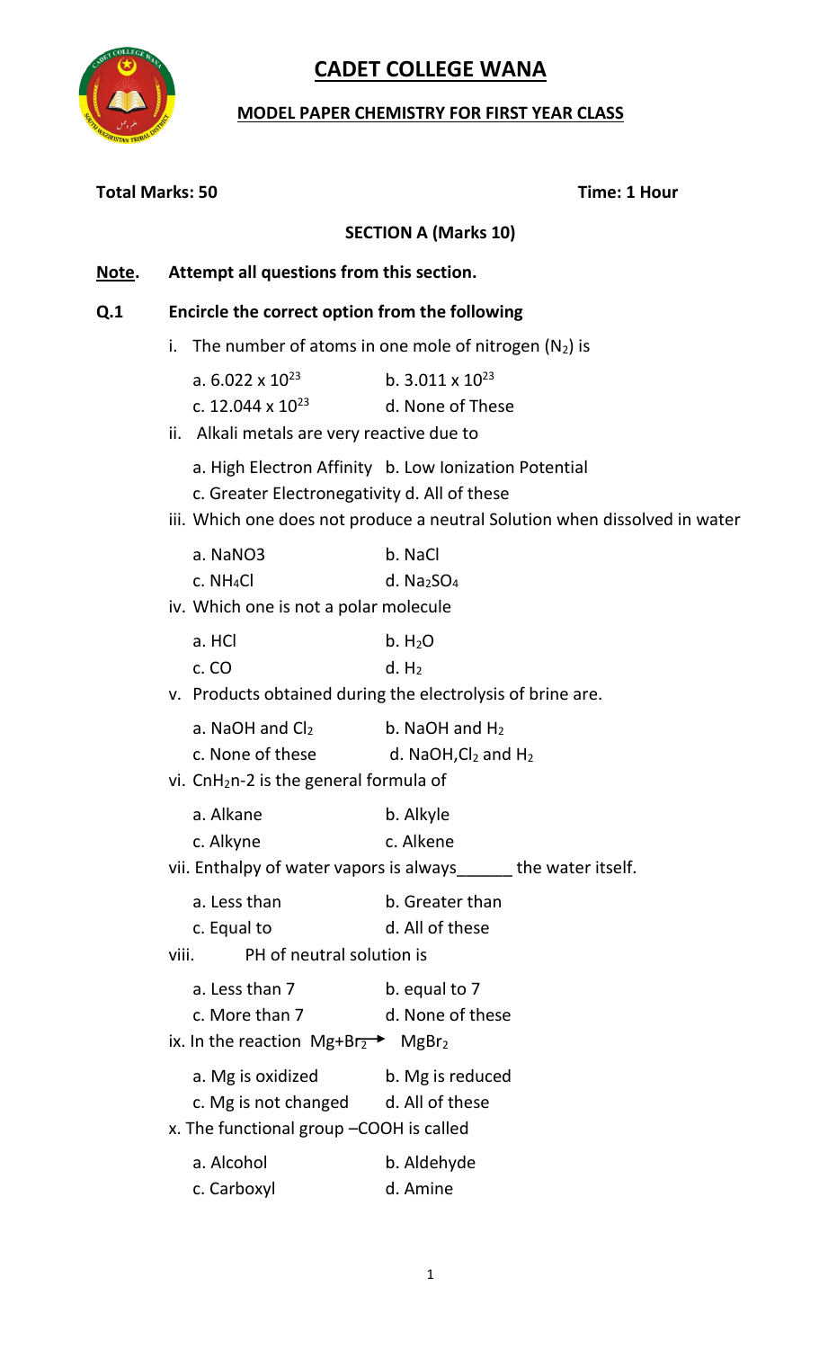# CADET COLLEGE WANA

## MODEL PAPER CHEMISTRY FOR FIRST YEAR CLASS

**Total Marks: 50** **Time: 1 Hour**

### SECTION A (Marks 10)

**Note. Attempt all questions from this section.**

**Q.1 Encircle the correct option from the following**

i. The number of atoms in one mole of nitrogen ($N_2$) is

a. $6.022 \times 10^{23}$  b. $3.011 \times 10^{23}$
c. $12.044 \times 10^{23}$  d. None of These

ii. Alkali metals are very reactive due to

a. High Electron Affinity b. Low Ionization Potential
c. Greater Electronegativity d. All of these

iii. Which one does not produce a neutral Solution when dissolved in water

a. NaNO3  b. NaCl
c. $NH_4Cl$  d. $Na_2SO_4$

iv. Which one is not a polar molecule

a. HCl  b. $H_2O$
c. CO  d. $H_2$

v. Products obtained during the electrolysis of brine are.

a. NaOH and $Cl_2$  b. NaOH and $H_2$
c. None of these  d. NaOH,$Cl_2$ and $H_2$

vi. CnH$_2$n-2 is the general formula of

a. Alkane  b. Alkyle
c. Alkyne  c. Alkene

vii. Enthalpy of water vapors is always______ the water itself.

a. Less than  b. Greater than
c. Equal to  d. All of these

viii. PH of neutral solution is

a. Less than 7  b. equal to 7
c. More than 7  d. None of these

ix. In the reaction $Mg+Br_2 \rightarrow MgBr_2$

a. Mg is oxidized  b. Mg is reduced
c. Mg is not changed  d. All of these

x. The functional group –COOH is called

a. Alcohol  b. Aldehyde
c. Carboxyl  d. Amine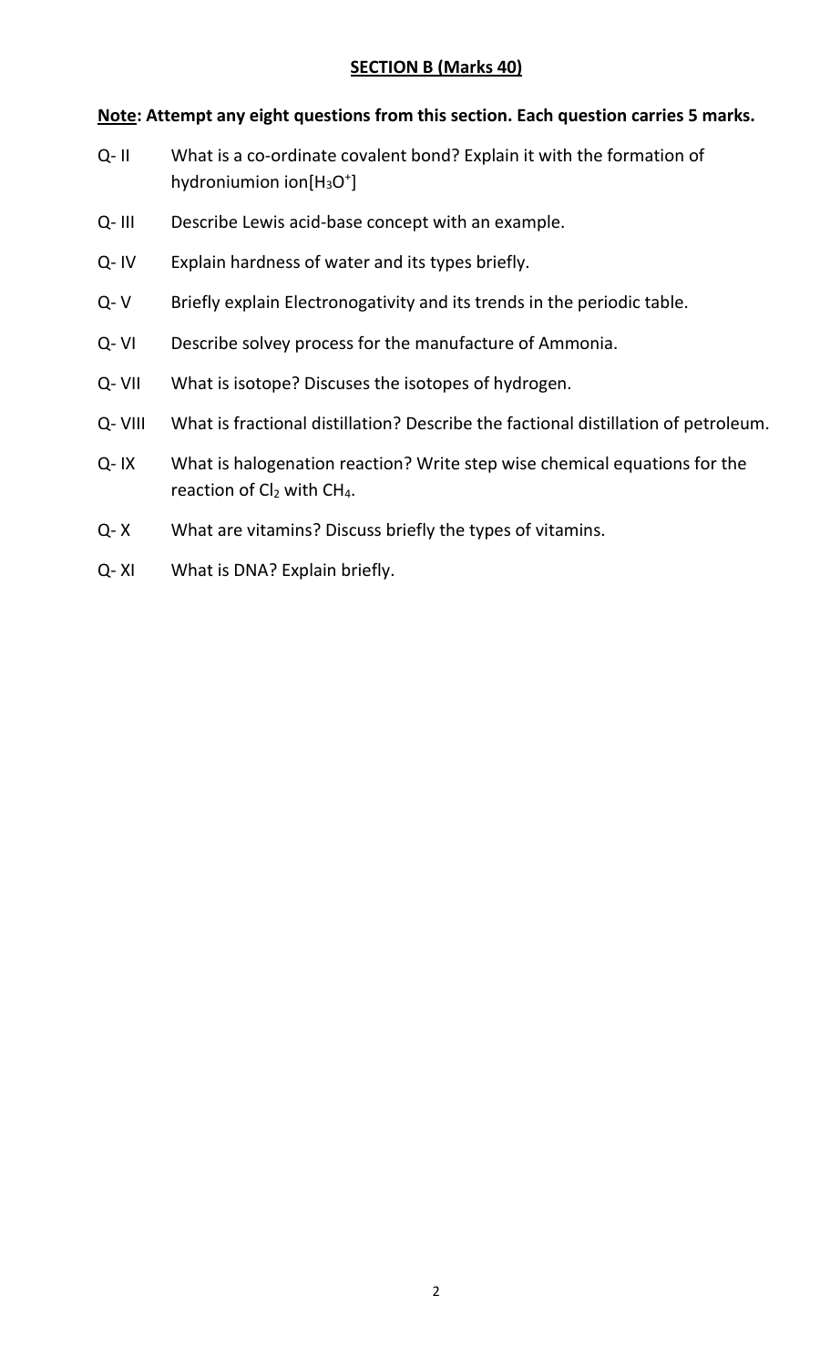## SECTION B (Marks 40)

**Note: Attempt any eight questions from this section. Each question carries 5 marks.**

Q- II What is a co-ordinate covalent bond? Explain it with the formation of hydroniumion ion[$H_3O^+$]

Q- III Describe Lewis acid-base concept with an example.

Q- IV Explain hardness of water and its types briefly.

Q- V Briefly explain Electronogativity and its trends in the periodic table.

Q- VI Describe solvey process for the manufacture of Ammonia.

Q- VII What is isotope? Discuses the isotopes of hydrogen.

Q- VIII What is fractional distillation? Describe the factional distillation of petroleum.

Q- IX What is halogenation reaction? Write step wise chemical equations for the reaction of $Cl_2$ with $CH_4$.

Q- X What are vitamins? Discuss briefly the types of vitamins.

Q- XI What is DNA? Explain briefly.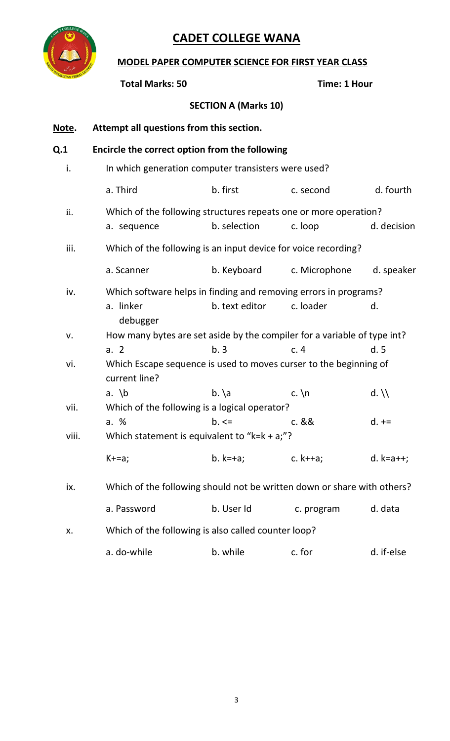# CADET COLLEGE WANA

## MODEL PAPER COMPUTER SCIENCE FOR FIRST YEAR CLASS

**Total Marks: 50** **Time: 1 Hour**

### SECTION A (Marks 10)

**Note.** **Attempt all questions from this section.**

**Q.1** **Encircle the correct option from the following**

i. In which generation computer transisters were used?

a. Third b. first c. second d. fourth

ii. Which of the following structures repeats one or more operation?

a. sequence b. selection c. loop d. decision

iii. Which of the following is an input device for voice recording?

a. Scanner b. Keyboard c. Microphone d. speaker

iv. Which software helps in finding and removing errors in programs?

a. linker b. text editor c. loader d. debugger

v. How many bytes are set aside by the compiler for a variable of type int?

a. 2 b. 3 c. 4 d. 5

vi. Which Escape sequence is used to moves curser to the beginning of current line?

a. \b b. \a c. \n d. \\

vii. Which of the following is a logical operator?

a. % b. <= c. && d. +=

viii. Which statement is equivalent to "k=k + a;"?

K+=a; b. k=+a; c. k++a; d. k=a++;

ix. Which of the following should not be written down or share with others?

a. Password b. User Id c. program d. data

x. Which of the following is also called counter loop?

a. do-while b. while c. for d. if-else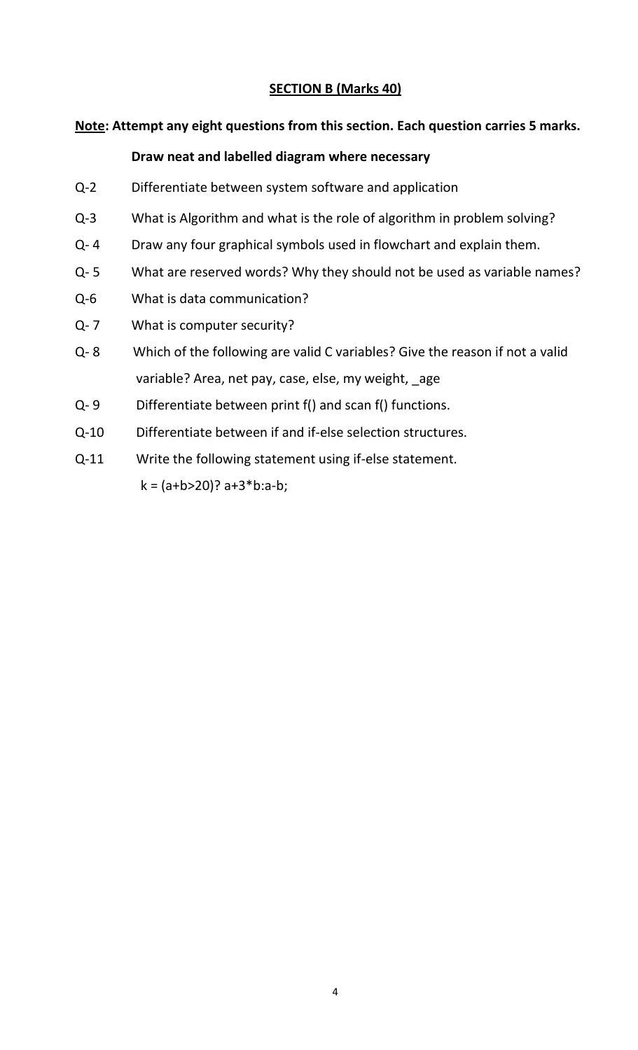## SECTION B (Marks 40)

**Note: Attempt any eight questions from this section. Each question carries 5 marks.**

**Draw neat and labelled diagram where necessary**

Q-2 Differentiate between system software and application

Q-3 What is Algorithm and what is the role of algorithm in problem solving?

Q- 4 Draw any four graphical symbols used in flowchart and explain them.

Q- 5 What are reserved words? Why they should not be used as variable names?

Q-6 What is data communication?

Q- 7 What is computer security?

Q- 8 Which of the following are valid C variables? Give the reason if not a valid variable? Area, net pay, case, else, my weight, _age

Q- 9 Differentiate between print f() and scan f() functions.

Q-10 Differentiate between if and if-else selection structures.

Q-11 Write the following statement using if-else statement.

```
k = (a+b>20)? a+3*b:a-b;
```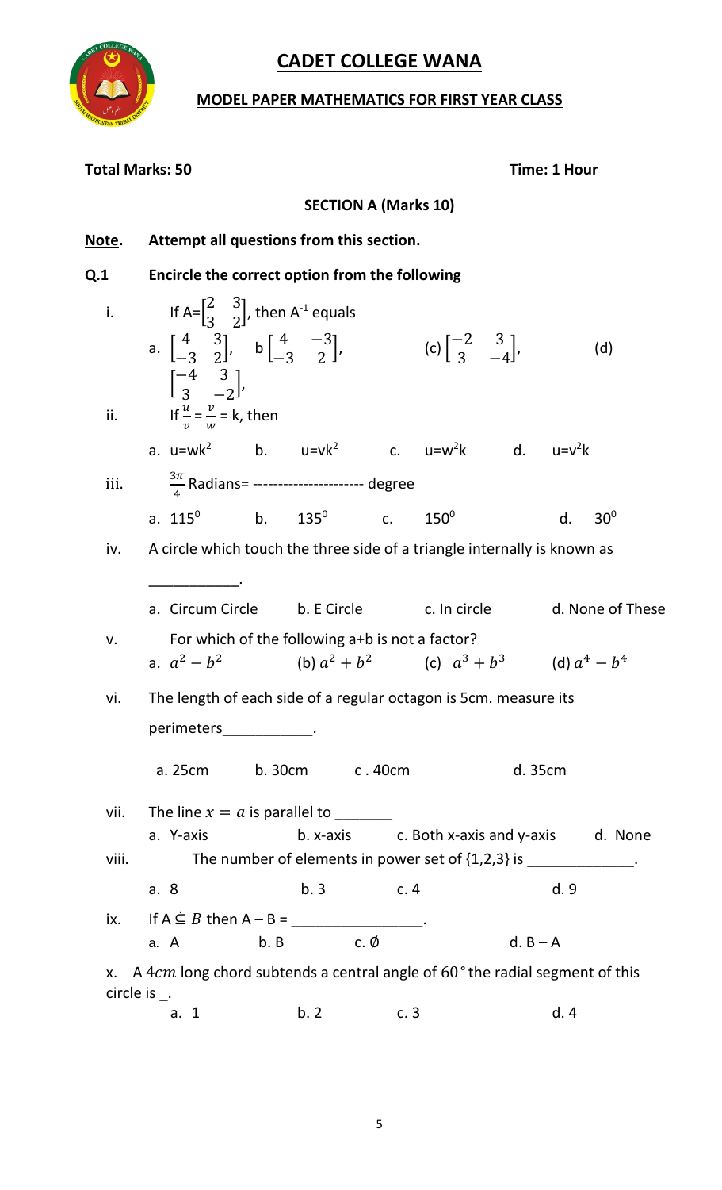# CADET COLLEGE WANA

## MODEL PAPER MATHEMATICS FOR FIRST YEAR CLASS

**Total Marks: 50** **Time: 1 Hour**

### SECTION A (Marks 10)

**Note.** **Attempt all questions from this section.**

**Q.1** **Encircle the correct option from the following**

i. If A= $\begin{bmatrix} 2 & 3 \\ 3 & 2 \end{bmatrix}$, then $A^{-1}$ equals

a. $\begin{bmatrix} 4 & 3 \\ -3 & 2 \end{bmatrix}$, b $\begin{bmatrix} 4 & -3 \\ -3 & 2 \end{bmatrix}$, (c) $\begin{bmatrix} -2 & 3 \\ 3 & -4 \end{bmatrix}$, (d) $\begin{bmatrix} -4 & 3 \\ 3 & -2 \end{bmatrix}$,

ii. If $\frac{u}{v} = \frac{v}{w}$ = k, then

a. u=w$k^2$ b. u=v$k^2$ c. u=$w^2$k d. u=$v^2$k

iii. $\frac{3\pi}{4}$ Radians= ---------------------- degree

a. $115^0$ b. $135^0$ c. $150^0$ d. $30^0$

iv. A circle which touch the three side of a triangle internally is known as ___________.

a. Circum Circle b. E Circle c. In circle d. None of These

v. For which of the following a+b is not a factor?

a. $a^2 - b^2$ (b) $a^2 + b^2$ (c) $a^3 + b^3$ (d) $a^4 - b^4$

vi. The length of each side of a regular octagon is 5cm. measure its perimeters___________.

a. 25cm b. 30cm c . 40cm d. 35cm

vii. The line $x = a$ is parallel to _______

a. Y-axis b. x-axis c. Both x-axis and y-axis d. None

viii. The number of elements in power set of {1,2,3} is _____________.

a. 8 b. 3 c. 4 d. 9

ix. If A $\dot{\subseteq}$ $B$ then A – B = ________________.

a. A b. B c. ∅ d. B – A

x. A $4cm$ long chord subtends a central angle of $60°$ the radial segment of this circle is _.

a. 1 b. 2 c. 3 d. 4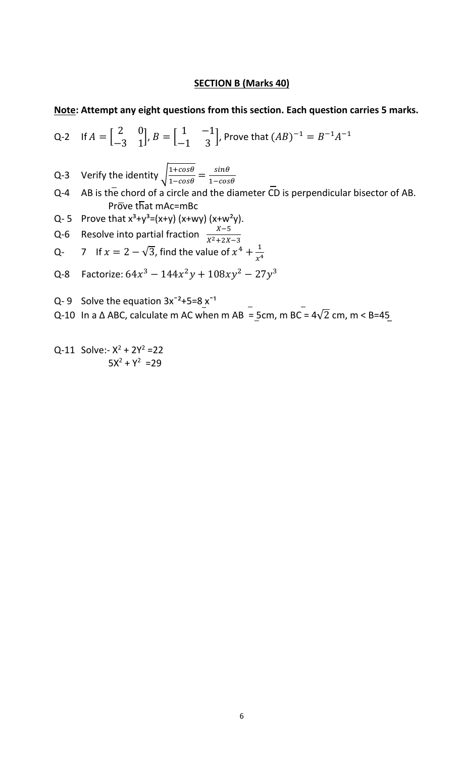## SECTION B (Marks 40)

**Note: Attempt any eight questions from this section. Each question carries 5 marks.**

Q-2 If $A = \begin{bmatrix} 2 & 0 \\ -3 & 1 \end{bmatrix}$, $B = \begin{bmatrix} 1 & -1 \\ -1 & 3 \end{bmatrix}$, Prove that $(AB)^{-1} = B^{-1}A^{-1}$

Q-3 Verify the identity $\sqrt{\frac{1+cos\theta}{1-cos\theta}} = \frac{sin\theta}{1-cos\theta}$

Q-4 AB is the chord of a circle and the diameter $\overline{CD}$ is perpendicular bisector of AB. Prove that mAc=mBc

Q- 5 Prove that $x^3+y^3=(x+y)(x+wy)(x+w^2y)$.

Q-6 Resolve into partial fraction $\frac{X-5}{X^2+2X-3}$

Q- 7 If $x = 2-\sqrt{3}$, find the value of $x^4 + \frac{1}{x^4}$

Q-8 Factorize: $64x^3 - 144x^2y + 108xy^2 - 27y^3$

Q- 9 Solve the equation $3x^{-2}+5=8x^{-1}$

Q-10 In a Δ ABC, calculate m $\overline{AC}$ when m $\overline{AB}$ = 5cm, m $\overline{BC}$ = $4\sqrt{2}$ cm, m < B=45

Q-11 Solve:- $X^2 + 2Y^2 = 22$

$5X^2 + Y^2 = 29$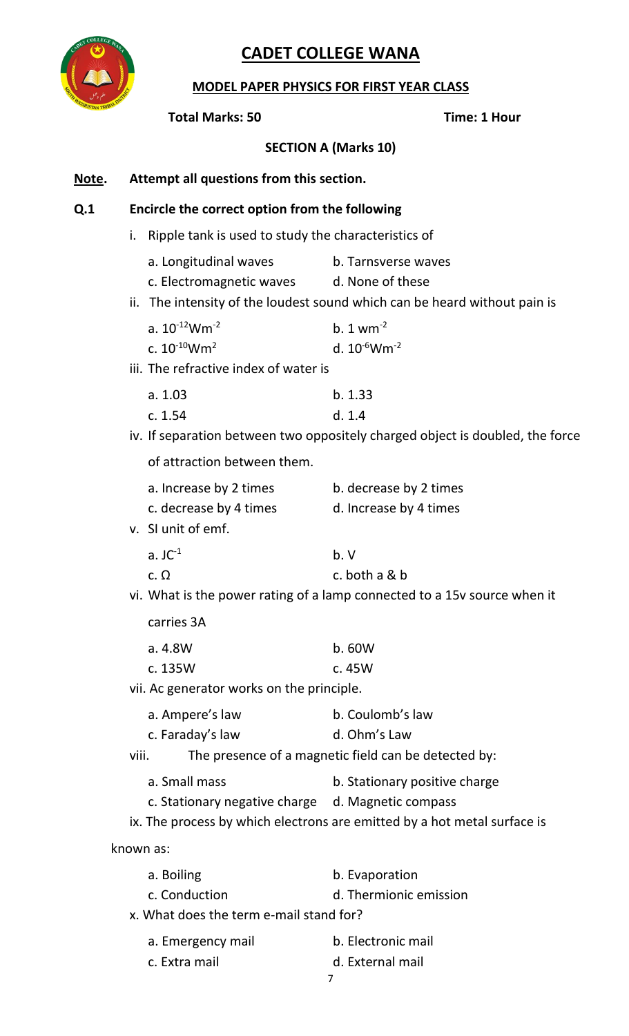# CADET COLLEGE WANA

## MODEL PAPER PHYSICS FOR FIRST YEAR CLASS

**Total Marks: 50** **Time: 1 Hour**

### SECTION A (Marks 10)

**Note.** **Attempt all questions from this section.**

**Q.1** **Encircle the correct option from the following**

i. Ripple tank is used to study the characteristics of

a. Longitudinal waves b. Tarnsverse waves
c. Electromagnetic waves d. None of these

ii. The intensity of the loudest sound which can be heard without pain is

a. $10^{-12}Wm^{-2}$ b. $1\ wm^{-2}$
c. $10^{-10}Wm^{2}$ d. $10^{-6}Wm^{-2}$

iii. The refractive index of water is

a. 1.03 b. 1.33
c. 1.54 d. 1.4

iv. If separation between two oppositely charged object is doubled, the force of attraction between them.

a. Increase by 2 times b. decrease by 2 times
c. decrease by 4 times d. Increase by 4 times

v. SI unit of emf.

a. $JC^{-1}$ b. V
c. Ω c. both a & b

vi. What is the power rating of a lamp connected to a 15v source when it carries 3A

a. 4.8W b. 60W
c. 135W c. 45W

vii. Ac generator works on the principle.

a. Ampere's law b. Coulomb's law
c. Faraday's law d. Ohm's Law

viii. The presence of a magnetic field can be detected by:

a. Small mass b. Stationary positive charge
c. Stationary negative charge d. Magnetic compass

ix. The process by which electrons are emitted by a hot metal surface is known as:

a. Boiling b. Evaporation
c. Conduction d. Thermionic emission

x. What does the term e-mail stand for?

a. Emergency mail b. Electronic mail
c. Extra mail d. External mail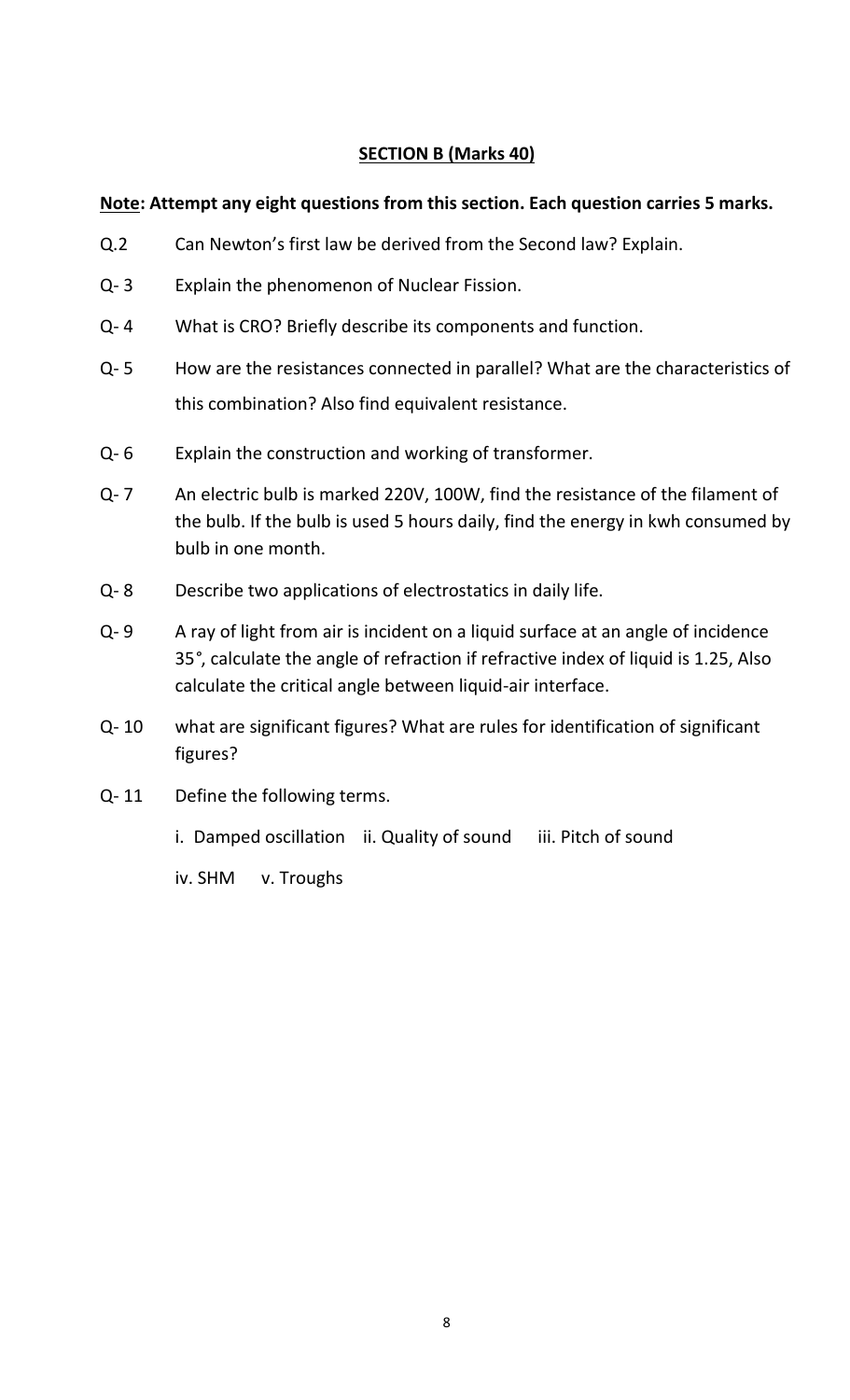## SECTION B (Marks 40)

**Note: Attempt any eight questions from this section. Each question carries 5 marks.**

Q.2 Can Newton's first law be derived from the Second law? Explain.

Q- 3 Explain the phenomenon of Nuclear Fission.

Q- 4 What is CRO? Briefly describe its components and function.

Q- 5 How are the resistances connected in parallel? What are the characteristics of this combination? Also find equivalent resistance.

Q- 6 Explain the construction and working of transformer.

Q- 7 An electric bulb is marked 220V, 100W, find the resistance of the filament of the bulb. If the bulb is used 5 hours daily, find the energy in kwh consumed by bulb in one month.

Q- 8 Describe two applications of electrostatics in daily life.

Q- 9 A ray of light from air is incident on a liquid surface at an angle of incidence 35°, calculate the angle of refraction if refractive index of liquid is 1.25, Also calculate the critical angle between liquid-air interface.

Q- 10 what are significant figures? What are rules for identification of significant figures?

Q- 11 Define the following terms.

i. Damped oscillation ii. Quality of sound iii. Pitch of sound

iv. SHM v. Troughs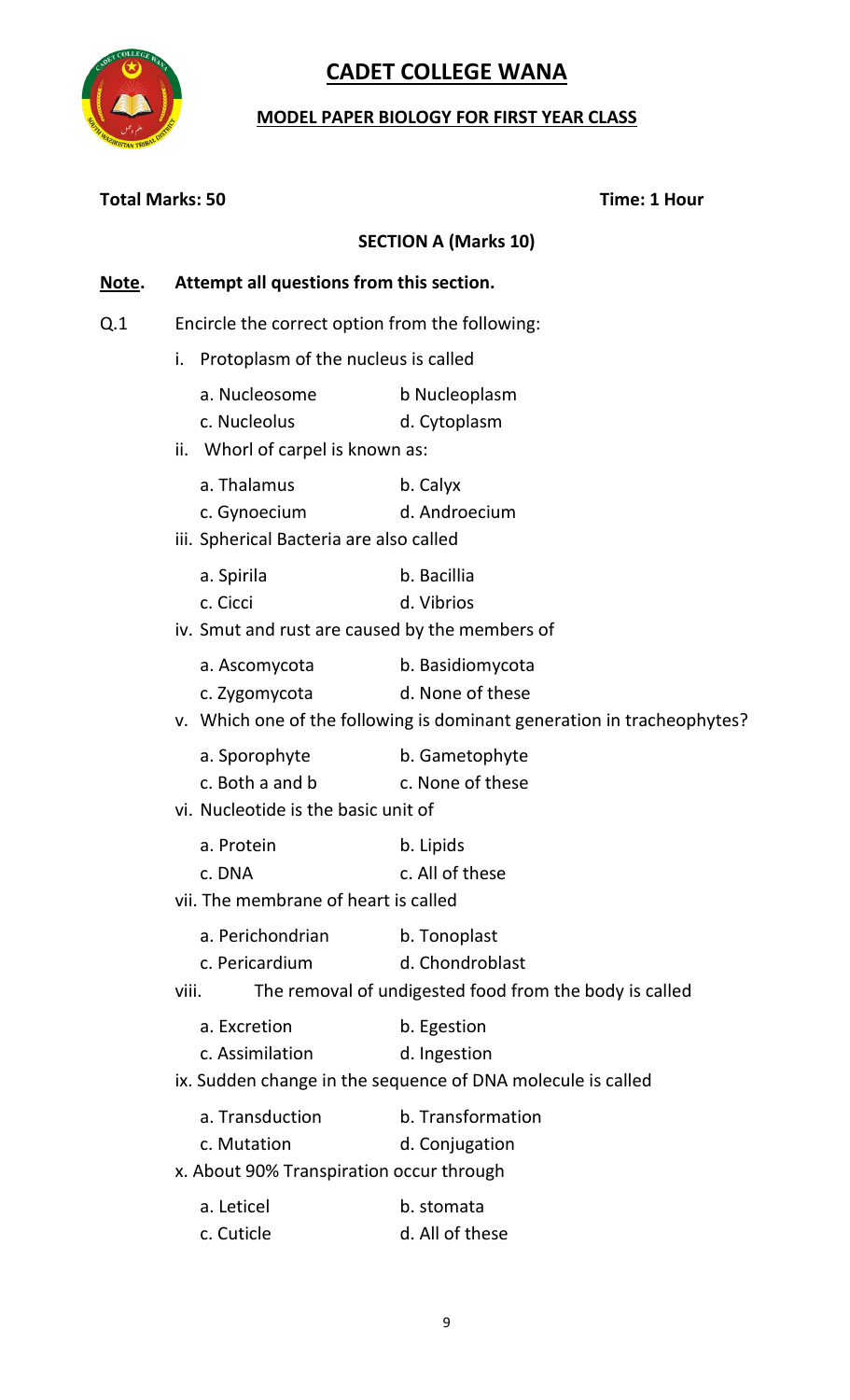# CADET COLLEGE WANA

## MODEL PAPER BIOLOGY FOR FIRST YEAR CLASS

**Total Marks: 50** **Time: 1 Hour**

### SECTION A (Marks 10)

**Note. Attempt all questions from this section.**

Q.1 Encircle the correct option from the following:

i. Protoplasm of the nucleus is called
- a. Nucleosome
- b Nucleoplasm
- c. Nucleolus
- d. Cytoplasm

ii. Whorl of carpel is known as:
- a. Thalamus
- b. Calyx
- c. Gynoecium
- d. Androecium

iii. Spherical Bacteria are also called
- a. Spirila
- b. Bacillia
- c. Cicci
- d. Vibrios

iv. Smut and rust are caused by the members of
- a. Ascomycota
- b. Basidiomycota
- c. Zygomycota
- d. None of these

v. Which one of the following is dominant generation in tracheophytes?
- a. Sporophyte
- b. Gametophyte
- c. Both a and b
- c. None of these

vi. Nucleotide is the basic unit of
- a. Protein
- b. Lipids
- c. DNA
- c. All of these

vii. The membrane of heart is called
- a. Perichondrian
- b. Tonoplast
- c. Pericardium
- d. Chondroblast

viii. The removal of undigested food from the body is called
- a. Excretion
- b. Egestion
- c. Assimilation
- d. Ingestion

ix. Sudden change in the sequence of DNA molecule is called
- a. Transduction
- b. Transformation
- c. Mutation
- d. Conjugation

x. About 90% Transpiration occur through
- a. Leticel
- b. stomata
- c. Cuticle
- d. All of these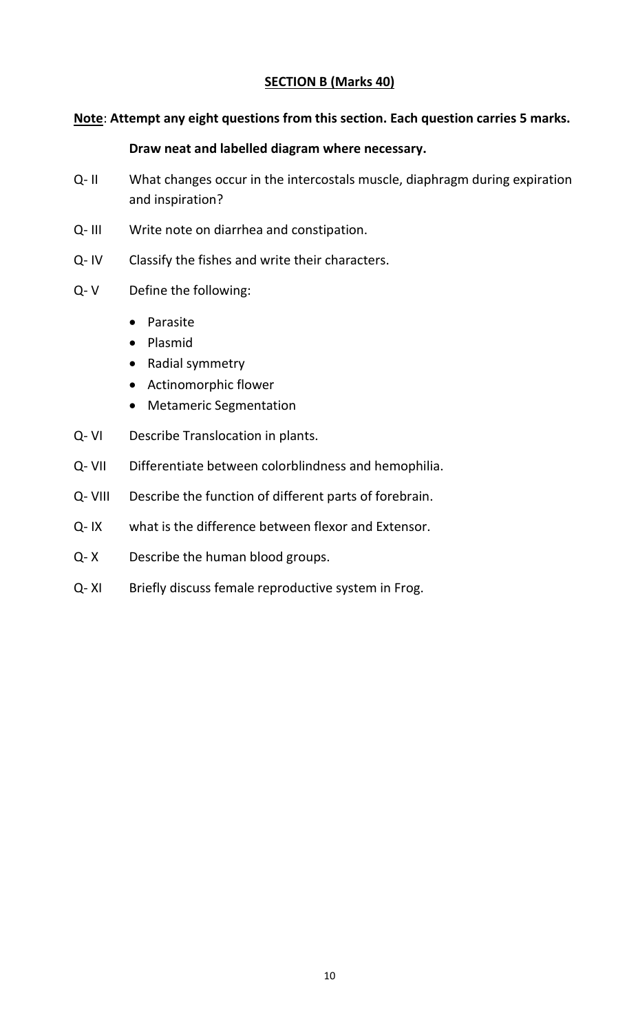## SECTION B (Marks 40)

**Note: Attempt any eight questions from this section. Each question carries 5 marks.**

**Draw neat and labelled diagram where necessary.**

Q- II What changes occur in the intercostals muscle, diaphragm during expiration and inspiration?

Q- III Write note on diarrhea and constipation.

Q- IV Classify the fishes and write their characters.

Q- V Define the following:

- Parasite
- Plasmid
- Radial symmetry
- Actinomorphic flower
- Metameric Segmentation

Q- VI Describe Translocation in plants.

Q- VII Differentiate between colorblindness and hemophilia.

Q- VIII Describe the function of different parts of forebrain.

Q- IX what is the difference between flexor and Extensor.

Q- X Describe the human blood groups.

Q- XI Briefly discuss female reproductive system in Frog.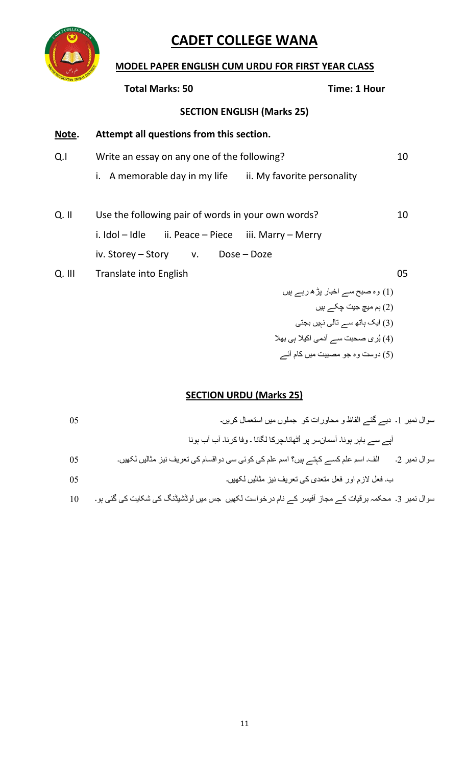# CADET COLLEGE WANA

## MODEL PAPER ENGLISH CUM URDU FOR FIRST YEAR CLASS

**Total Marks: 50** **Time: 1 Hour**

### SECTION ENGLISH (Marks 25)

**Note.** **Attempt all questions from this section.**

Q.I Write an essay on any one of the following? 10

i. A memorable day in my life ii. My favorite personality

Q. II Use the following pair of words in your own words? 10

i. Idol – Idle ii. Peace – Piece iii. Marry – Merry

iv. Storey – Story v. Dose – Doze

Q. III Translate into English 05

(1) وہ صبح سے اخبار پڑھ رہے ہیں

(2) ہم میچ جیت چکے ہیں

(3) ایک ہاتھ سے تالی نہیں بجتی

(4) بُری صحبت سے آدمی اکیلا ہی بھلا

(5) دوست وہ جو مصیبت میں کام آئے

### SECTION URDU (Marks 25)

سوال نمبر 1۔ دیے گئے الفاظ و محاورات کو جملوں میں استعمال کریں۔ 05

آپے سے باہر ہونا۔ آسمان‌سر پر اُٹھانا۔چرکا لگانا ۔ وفا کرنا۔ آب آب ہونا

سوال نمبر 2۔ الف۔ اسم علم کسے کہتے ہیں؟ اسم علم کی کوئی سی دواقسام کی تعریف نیز مثالیں لکھیں۔ 05

ب۔ فعل لازم اور فعل متعدی کی تعریف نیز مثالیں لکھیں۔ 05

سوال نمبر 3۔ محکمہ برقیات کے مجاز آفیسر کے نام درخواست لکھیں جس میں لوڈشیڈنگ کی شکایت کی گئی ہو۔ 10